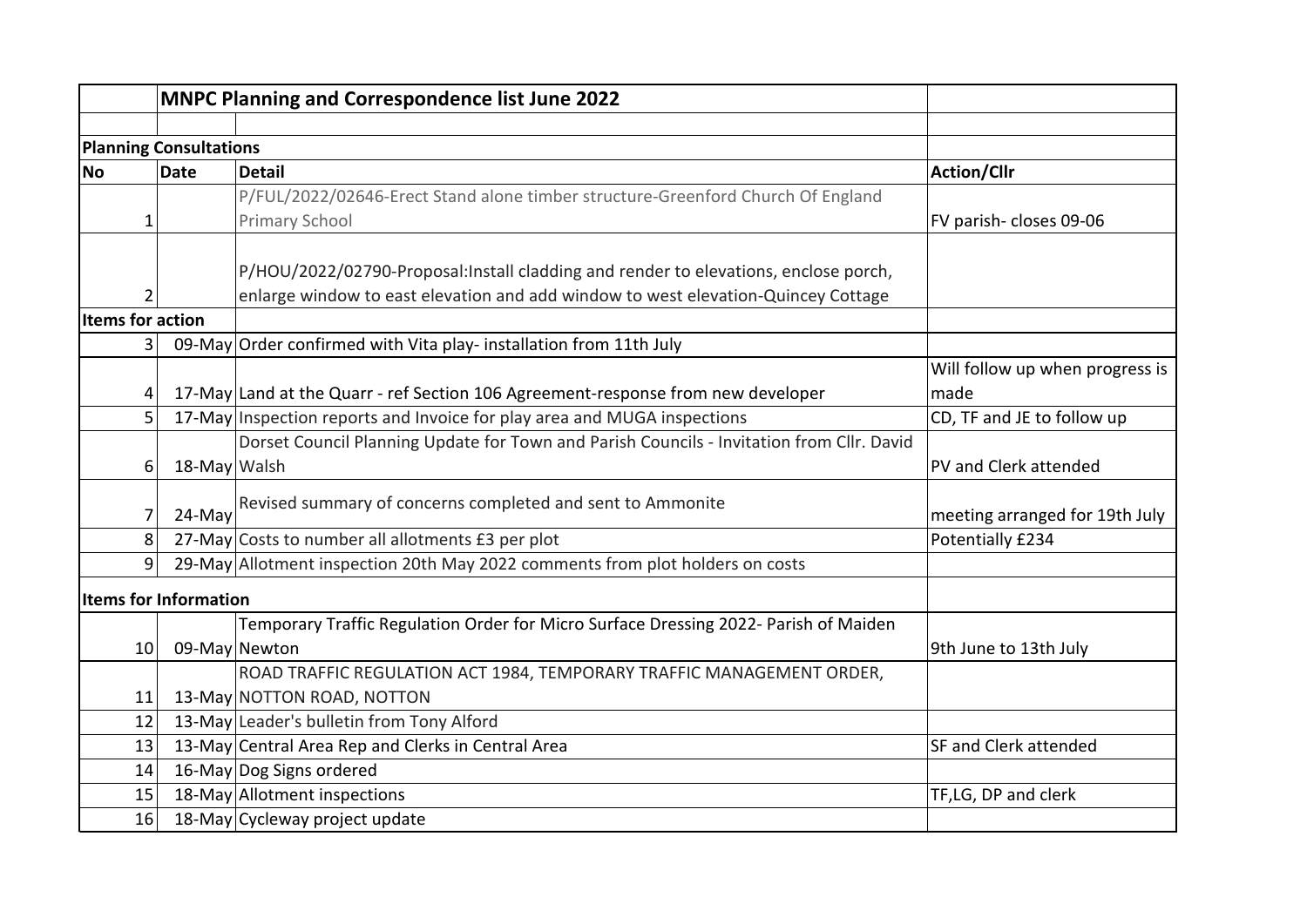| | MNPC Planning and Correspondence list June 2022 | | |
|---|---|---|---|
| | | | |
| **Planning Consultations** | | | |
| **No** | **Date** | **Detail** | **Action/Cllr** |
| 1 | | P/FUL/2022/02646-Erect Stand alone timber structure-Greenford Church Of England Primary School | FV parish- closes 09-06 |
| 2 | | P/HOU/2022/02790-Proposal:Install cladding and render to elevations, enclose porch, enlarge window to east elevation and add window to west elevation-Quincey Cottage | |
| **Items for action** | | | |
| 3 | 09-May | Order confirmed with Vita play- installation from 11th July | |
| 4 | 17-May | Land at the Quarr - ref Section 106 Agreement-response from new developer | Will follow up when progress is made |
| 5 | 17-May | Inspection reports and Invoice for play area and MUGA inspections | CD, TF and JE to follow up |
| 6 | 18-May | Dorset Council Planning Update for Town and Parish Councils - Invitation from Cllr. David Walsh | PV and Clerk attended |
| 7 | 24-May | Revised summary of concerns completed and sent to Ammonite | meeting arranged for 19th July |
| 8 | 27-May | Costs to number all allotments £3 per plot | Potentially £234 |
| 9 | 29-May | Allotment inspection 20th May 2022 comments from plot holders on costs | |
| **Items for Information** | | | |
| 10 | 09-May | Temporary Traffic Regulation Order for Micro Surface Dressing 2022- Parish of Maiden Newton | 9th June to 13th July |
| 11 | 13-May | ROAD TRAFFIC REGULATION ACT 1984, TEMPORARY TRAFFIC MANAGEMENT ORDER, NOTTON ROAD, NOTTON | |
| 12 | 13-May | Leader's bulletin from Tony Alford | |
| 13 | 13-May | Central Area Rep and Clerks in Central Area | SF and Clerk attended |
| 14 | 16-May | Dog Signs ordered | |
| 15 | 18-May | Allotment inspections | TF,LG, DP and clerk |
| 16 | 18-May | Cycleway project update | |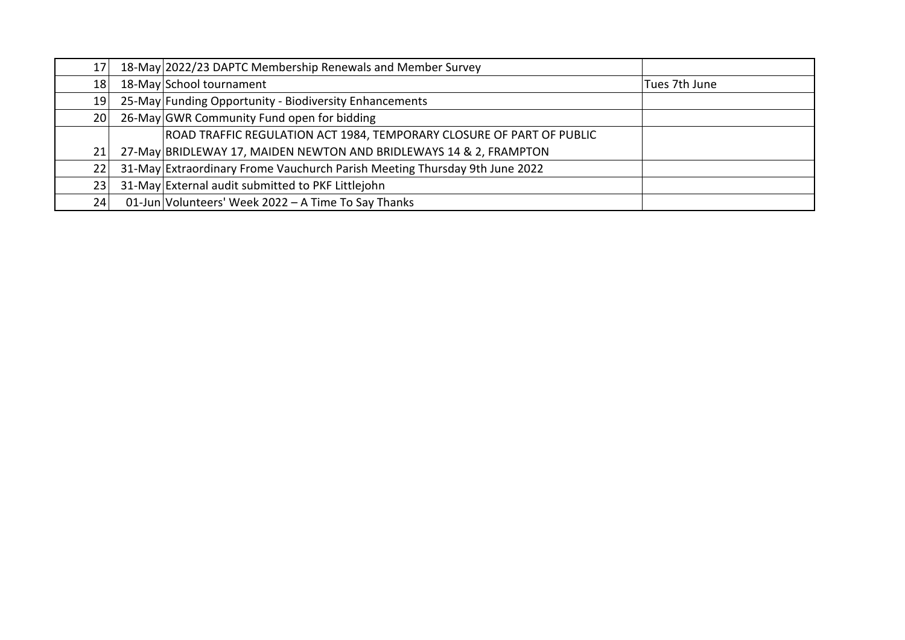| | | | |
|---|---|---|---|
| 17 | 18-May | 2022/23 DAPTC Membership Renewals and Member Survey | |
| 18 | 18-May | School tournament | Tues 7th June |
| 19 | 25-May | Funding Opportunity - Biodiversity Enhancements | |
| 20 | 26-May | GWR Community Fund open for bidding | |
| 21 | 27-May | ROAD TRAFFIC REGULATION ACT 1984, TEMPORARY CLOSURE OF PART OF PUBLIC BRIDLEWAY 17, MAIDEN NEWTON AND BRIDLEWAYS 14 & 2, FRAMPTON | |
| 22 | 31-May | Extraordinary Frome Vauchurch Parish Meeting Thursday 9th June 2022 | |
| 23 | 31-May | External audit submitted to PKF Littlejohn | |
| 24 | 01-Jun | Volunteers' Week 2022 – A Time To Say Thanks | |